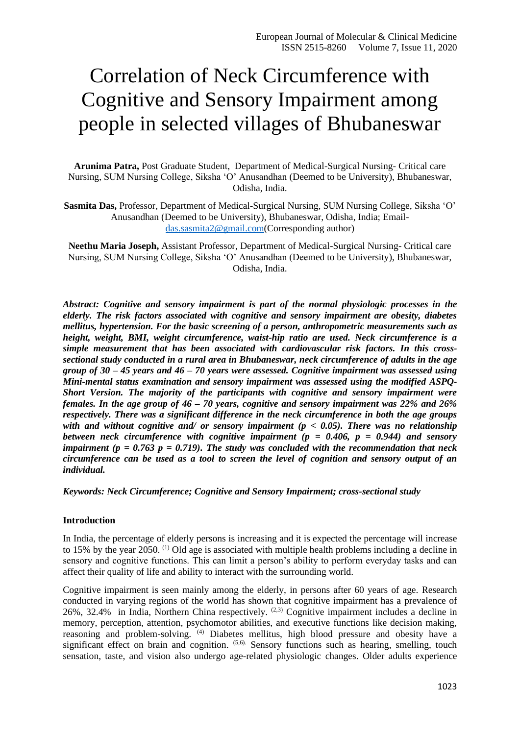# Correlation of Neck Circumference with Cognitive and Sensory Impairment among people in selected villages of Bhubaneswar

**Arunima Patra,** Post Graduate Student, Department of Medical-Surgical Nursing- Critical care Nursing, SUM Nursing College, Siksha 'O' Anusandhan (Deemed to be University), Bhubaneswar, Odisha, India.

**Sasmita Das,** Professor, Department of Medical-Surgical Nursing, SUM Nursing College, Siksha 'O' Anusandhan (Deemed to be University), Bhubaneswar, Odisha, India; Email- das.sasmita2@gmail.com(Corresponding author)

**Neethu Maria Joseph,** Assistant Professor, Department of Medical-Surgical Nursing- Critical care Nursing, SUM Nursing College, Siksha 'O' Anusandhan (Deemed to be University), Bhubaneswar, Odisha, India.

***Abstract: Cognitive and sensory impairment is part of the normal physiologic processes in the elderly. The risk factors associated with cognitive and sensory impairment are obesity, diabetes mellitus, hypertension. For the basic screening of a person, anthropometric measurements such as height, weight, BMI, weight circumference, waist-hip ratio are used. Neck circumference is a simple measurement that has been associated with cardiovascular risk factors. In this cross-sectional study conducted in a rural area in Bhubaneswar, neck circumference of adults in the age group of 30 – 45 years and 46 – 70 years were assessed. Cognitive impairment was assessed using Mini-mental status examination and sensory impairment was assessed using the modified ASPQ-Short Version. The majority of the participants with cognitive and sensory impairment were females. In the age group of 46 – 70 years, cognitive and sensory impairment was 22% and 26% respectively. There was a significant difference in the neck circumference in both the age groups with and without cognitive and/ or sensory impairment ($p < 0.05$). There was no relationship between neck circumference with cognitive impairment ($p = 0.406$, $p = 0.944$) and sensory impairment ($p = 0.763$ $p = 0.719$). The study was concluded with the recommendation that neck circumference can be used as a tool to screen the level of cognition and sensory output of an individual.***

***Keywords: Neck Circumference; Cognitive and Sensory Impairment; cross-sectional study***

## Introduction

In India, the percentage of elderly persons is increasing and it is expected the percentage will increase to 15% by the year 2050. (1) Old age is associated with multiple health problems including a decline in sensory and cognitive functions. This can limit a person's ability to perform everyday tasks and can affect their quality of life and ability to interact with the surrounding world.

Cognitive impairment is seen mainly among the elderly, in persons after 60 years of age. Research conducted in varying regions of the world has shown that cognitive impairment has a prevalence of 26%, 32.4% in India, Northern China respectively. (2,3) Cognitive impairment includes a decline in memory, perception, attention, psychomotor abilities, and executive functions like decision making, reasoning and problem-solving. (4) Diabetes mellitus, high blood pressure and obesity have a significant effect on brain and cognition. (5,6). Sensory functions such as hearing, smelling, touch sensation, taste, and vision also undergo age-related physiologic changes. Older adults experience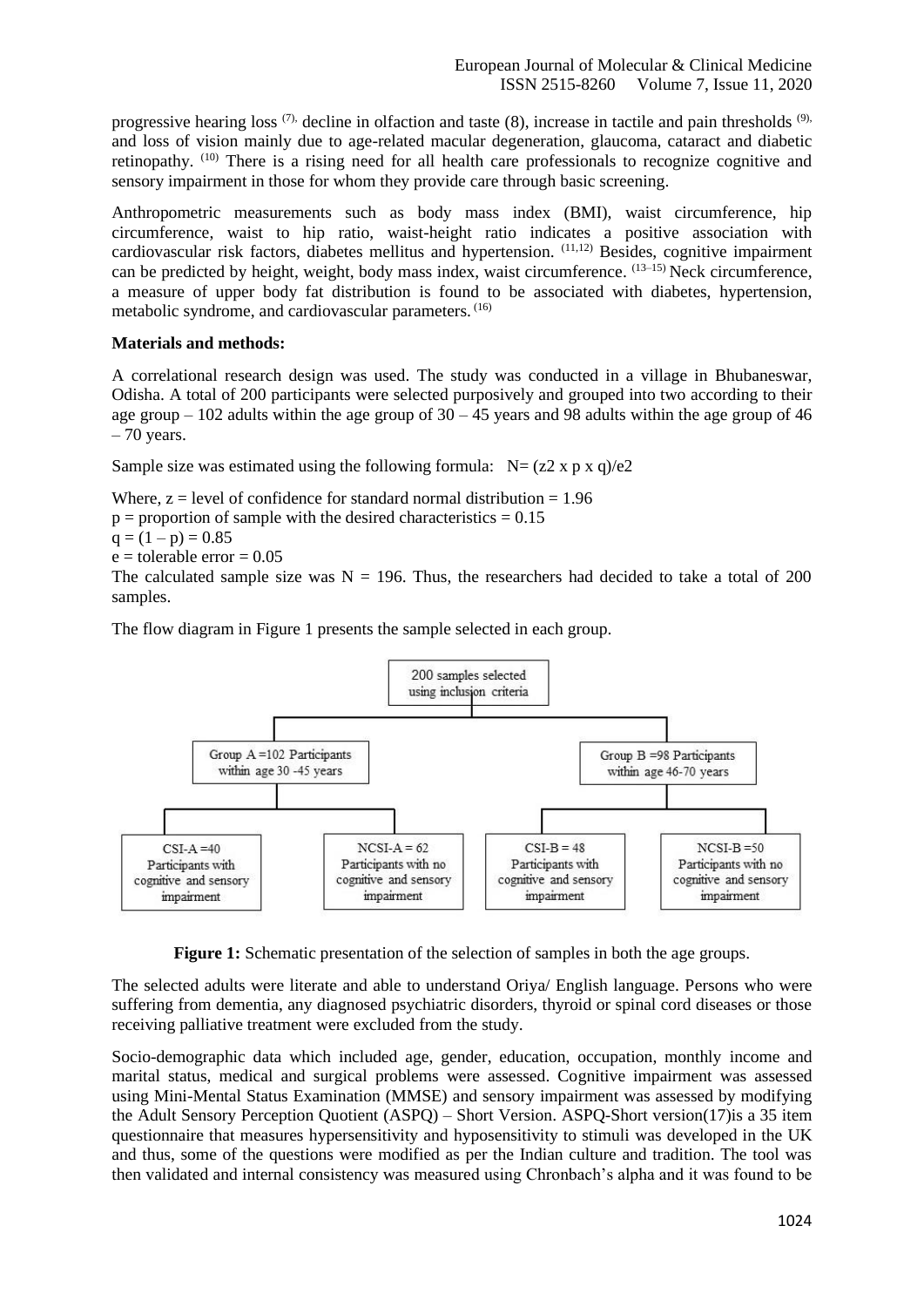progressive hearing loss [7], decline in olfaction and taste (8), increase in tactile and pain thresholds [9], and loss of vision mainly due to age-related macular degeneration, glaucoma, cataract and diabetic retinopathy. [10] There is a rising need for all health care professionals to recognize cognitive and sensory impairment in those for whom they provide care through basic screening.

Anthropometric measurements such as body mass index (BMI), waist circumference, hip circumference, waist to hip ratio, waist-height ratio indicates a positive association with cardiovascular risk factors, diabetes mellitus and hypertension. [11,12] Besides, cognitive impairment can be predicted by height, weight, body mass index, waist circumference. [13–15] Neck circumference, a measure of upper body fat distribution is found to be associated with diabetes, hypertension, metabolic syndrome, and cardiovascular parameters. [16]

**Materials and methods:**

A correlational research design was used. The study was conducted in a village in Bhubaneswar, Odisha. A total of 200 participants were selected purposively and grouped into two according to their age group – 102 adults within the age group of 30 – 45 years and 98 adults within the age group of 46 – 70 years.

Sample size was estimated using the following formula: N= (z2 x p x q)/e2

Where, z = level of confidence for standard normal distribution = 1.96
p = proportion of sample with the desired characteristics = 0.15
q = (1 – p) = 0.85
e = tolerable error = 0.05
The calculated sample size was N = 196. Thus, the researchers had decided to take a total of 200 samples.

The flow diagram in Figure 1 presents the sample selected in each group.

- 200 samples selected using inclusion criteria
  - Group A =102 Participants within age 30 -45 years
    - CSI-A =40 Participants with cognitive and sensory impairment
    - NCSI-A = 62 Participants with no cognitive and sensory impairment
  - Group B =98 Participants within age 46-70 years
    - CSI-B = 48 Participants with cognitive and sensory impairment
    - NCSI-B =50 Participants with no cognitive and sensory impairment

**Figure 1:** Schematic presentation of the selection of samples in both the age groups.

The selected adults were literate and able to understand Oriya/ English language. Persons who were suffering from dementia, any diagnosed psychiatric disorders, thyroid or spinal cord diseases or those receiving palliative treatment were excluded from the study.

Socio-demographic data which included age, gender, education, occupation, monthly income and marital status, medical and surgical problems were assessed. Cognitive impairment was assessed using Mini-Mental Status Examination (MMSE) and sensory impairment was assessed by modifying the Adult Sensory Perception Quotient (ASPQ) – Short Version. ASPQ-Short version(17)is a 35 item questionnaire that measures hypersensitivity and hyposensitivity to stimuli was developed in the UK and thus, some of the questions were modified as per the Indian culture and tradition. The tool was then validated and internal consistency was measured using Chronbach's alpha and it was found to be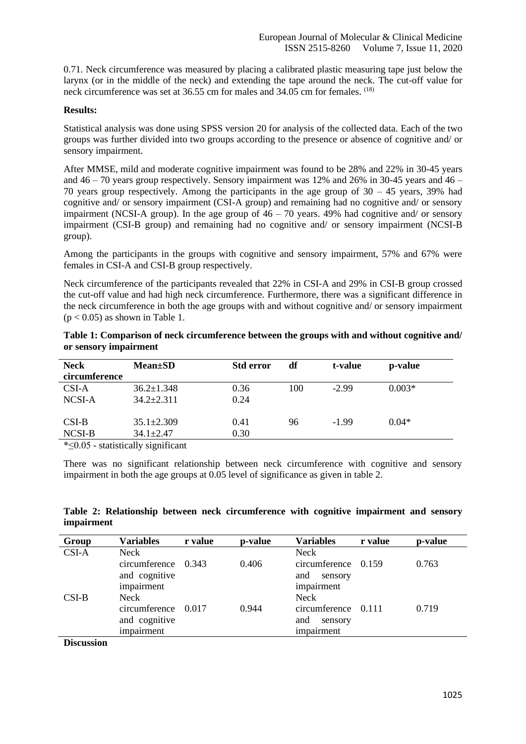0.71. Neck circumference was measured by placing a calibrated plastic measuring tape just below the larynx (or in the middle of the neck) and extending the tape around the neck. The cut-off value for neck circumference was set at 36.55 cm for males and 34.05 cm for females. [18]

**Results:**

Statistical analysis was done using SPSS version 20 for analysis of the collected data. Each of the two groups was further divided into two groups according to the presence or absence of cognitive and/ or sensory impairment.

After MMSE, mild and moderate cognitive impairment was found to be 28% and 22% in 30-45 years and 46 – 70 years group respectively. Sensory impairment was 12% and 26% in 30-45 years and 46 – 70 years group respectively. Among the participants in the age group of 30 – 45 years, 39% had cognitive and/ or sensory impairment (CSI-A group) and remaining had no cognitive and/ or sensory impairment (NCSI-A group). In the age group of 46 – 70 years. 49% had cognitive and/ or sensory impairment (CSI-B group) and remaining had no cognitive and/ or sensory impairment (NCSI-B group).

Among the participants in the groups with cognitive and sensory impairment, 57% and 67% were females in CSI-A and CSI-B group respectively.

Neck circumference of the participants revealed that 22% in CSI-A and 29% in CSI-B group crossed the cut-off value and had high neck circumference. Furthermore, there was a significant difference in the neck circumference in both the age groups with and without cognitive and/ or sensory impairment ($p < 0.05$) as shown in Table 1.

**Table 1: Comparison of neck circumference between the groups with and without cognitive and/ or sensory impairment**

| Neck circumference | Mean±SD | Std error | df | t-value | p-value |
|---|---|---|---|---|---|
| CSI-A | 36.2±1.348 | 0.36 | 100 | -2.99 | 0.003* |
| NCSI-A | 34.2±2.311 | 0.24 | | | |
| CSI-B | 35.1±2.309 | 0.41 | 96 | -1.99 | 0.04* |
| NCSI-B | 34.1±2.47 | 0.30 | | | |

*≤0.05 - statistically significant

There was no significant relationship between neck circumference with cognitive and sensory impairment in both the age groups at 0.05 level of significance as given in table 2.

**Table 2: Relationship between neck circumference with cognitive impairment and sensory impairment**

| Group | Variables | r value | p-value | Variables | r value | p-value |
|---|---|---|---|---|---|---|
| CSI-A | Neck circumference and cognitive impairment | 0.343 | 0.406 | Neck circumference and sensory impairment | 0.159 | 0.763 |
| CSI-B | Neck circumference and cognitive impairment | 0.017 | 0.944 | Neck circumference and sensory impairment | 0.111 | 0.719 |

**Discussion**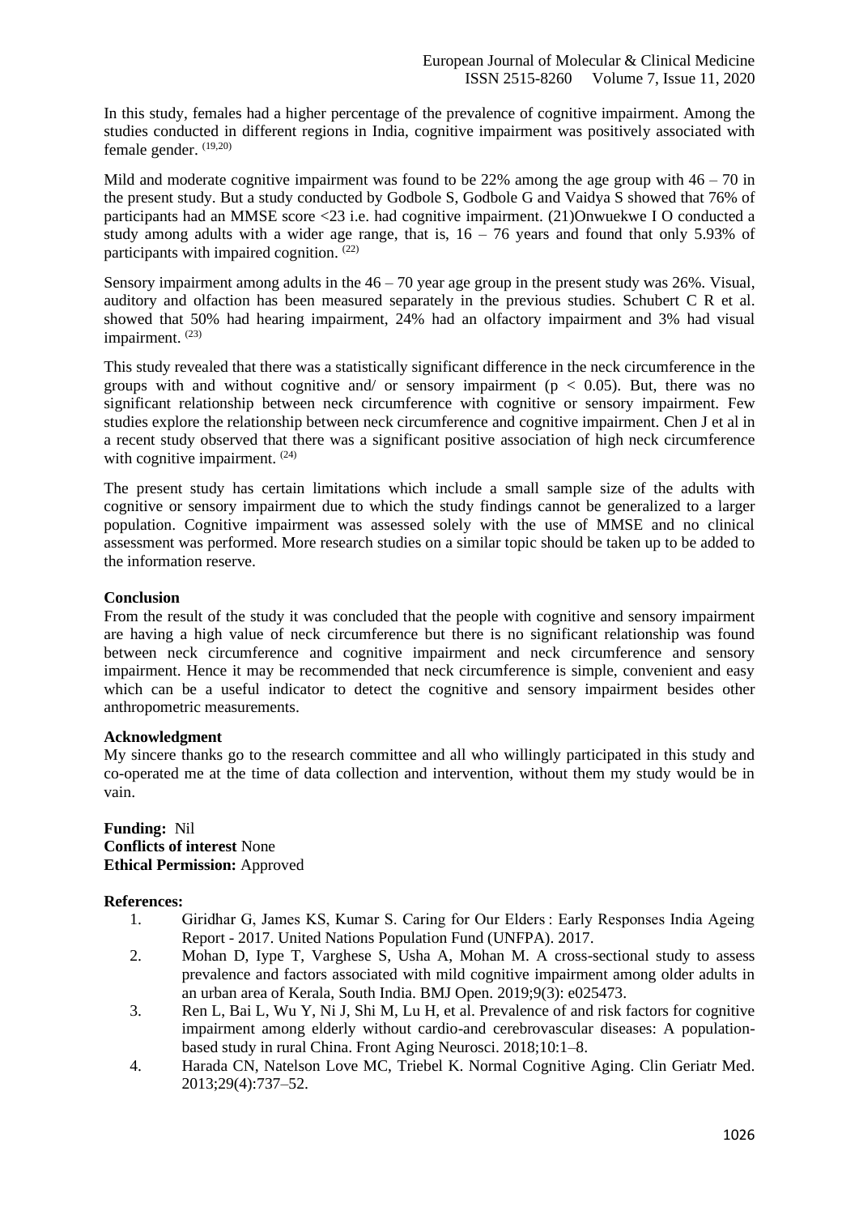In this study, females had a higher percentage of the prevalence of cognitive impairment. Among the studies conducted in different regions in India, cognitive impairment was positively associated with female gender. [19,20]

Mild and moderate cognitive impairment was found to be 22% among the age group with 46 – 70 in the present study. But a study conducted by Godbole S, Godbole G and Vaidya S showed that 76% of participants had an MMSE score <23 i.e. had cognitive impairment. (21)Onwuekwe I O conducted a study among adults with a wider age range, that is, 16 – 76 years and found that only 5.93% of participants with impaired cognition. [22]

Sensory impairment among adults in the 46 – 70 year age group in the present study was 26%. Visual, auditory and olfaction has been measured separately in the previous studies. Schubert C R et al. showed that 50% had hearing impairment, 24% had an olfactory impairment and 3% had visual impairment. [23]

This study revealed that there was a statistically significant difference in the neck circumference in the groups with and without cognitive and/ or sensory impairment ($p < 0.05$). But, there was no significant relationship between neck circumference with cognitive or sensory impairment. Few studies explore the relationship between neck circumference and cognitive impairment. Chen J et al in a recent study observed that there was a significant positive association of high neck circumference with cognitive impairment. [24]

The present study has certain limitations which include a small sample size of the adults with cognitive or sensory impairment due to which the study findings cannot be generalized to a larger population. Cognitive impairment was assessed solely with the use of MMSE and no clinical assessment was performed. More research studies on a similar topic should be taken up to be added to the information reserve.

**Conclusion**

From the result of the study it was concluded that the people with cognitive and sensory impairment are having a high value of neck circumference but there is no significant relationship was found between neck circumference and cognitive impairment and neck circumference and sensory impairment. Hence it may be recommended that neck circumference is simple, convenient and easy which can be a useful indicator to detect the cognitive and sensory impairment besides other anthropometric measurements.

**Acknowledgment**

My sincere thanks go to the research committee and all who willingly participated in this study and co-operated me at the time of data collection and intervention, without them my study would be in vain.

**Funding:** Nil
**Conflicts of interest** None
**Ethical Permission:** Approved

**References:**

1. Giridhar G, James KS, Kumar S. Caring for Our Elders : Early Responses India Ageing Report - 2017. United Nations Population Fund (UNFPA). 2017.
2. Mohan D, Iype T, Varghese S, Usha A, Mohan M. A cross-sectional study to assess prevalence and factors associated with mild cognitive impairment among older adults in an urban area of Kerala, South India. BMJ Open. 2019;9(3): e025473.
3. Ren L, Bai L, Wu Y, Ni J, Shi M, Lu H, et al. Prevalence of and risk factors for cognitive impairment among elderly without cardio-and cerebrovascular diseases: A population-based study in rural China. Front Aging Neurosci. 2018;10:1–8.
4. Harada CN, Natelson Love MC, Triebel K. Normal Cognitive Aging. Clin Geriatr Med. 2013;29(4):737–52.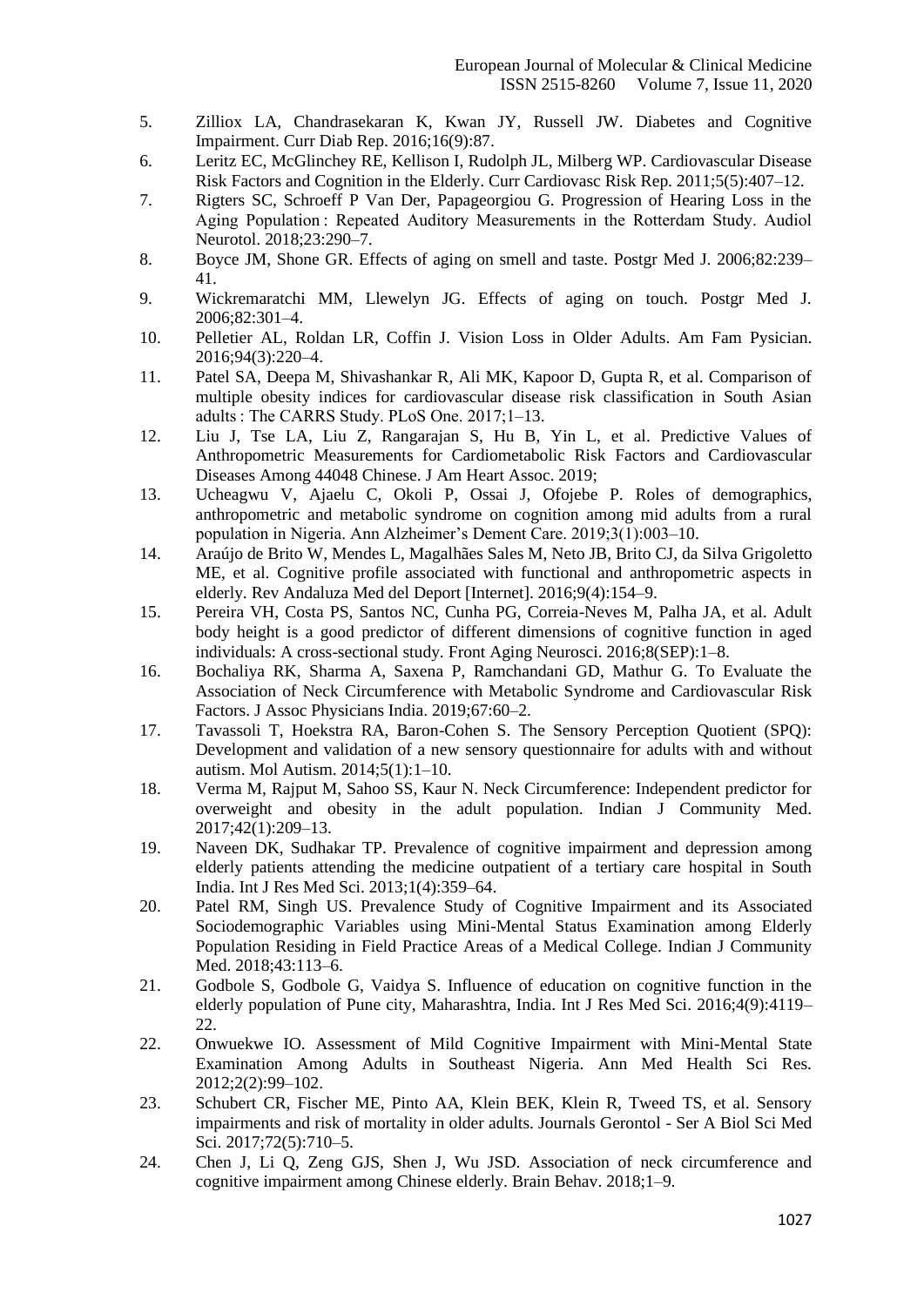5. Zilliox LA, Chandrasekaran K, Kwan JY, Russell JW. Diabetes and Cognitive Impairment. Curr Diab Rep. 2016;16(9):87.
6. Leritz EC, McGlinchey RE, Kellison I, Rudolph JL, Milberg WP. Cardiovascular Disease Risk Factors and Cognition in the Elderly. Curr Cardiovasc Risk Rep. 2011;5(5):407–12.
7. Rigters SC, Schroeff P Van Der, Papageorgiou G. Progression of Hearing Loss in the Aging Population : Repeated Auditory Measurements in the Rotterdam Study. Audiol Neurotol. 2018;23:290–7.
8. Boyce JM, Shone GR. Effects of aging on smell and taste. Postgr Med J. 2006;82:239–41.
9. Wickremaratchi MM, Llewelyn JG. Effects of aging on touch. Postgr Med J. 2006;82:301–4.
10. Pelletier AL, Roldan LR, Coffin J. Vision Loss in Older Adults. Am Fam Pysician. 2016;94(3):220–4.
11. Patel SA, Deepa M, Shivashankar R, Ali MK, Kapoor D, Gupta R, et al. Comparison of multiple obesity indices for cardiovascular disease risk classification in South Asian adults : The CARRS Study. PLoS One. 2017;1–13.
12. Liu J, Tse LA, Liu Z, Rangarajan S, Hu B, Yin L, et al. Predictive Values of Anthropometric Measurements for Cardiometabolic Risk Factors and Cardiovascular Diseases Among 44048 Chinese. J Am Heart Assoc. 2019;
13. Ucheagwu V, Ajaelu C, Okoli P, Ossai J, Ofojebe P. Roles of demographics, anthropometric and metabolic syndrome on cognition among mid adults from a rural population in Nigeria. Ann Alzheimer's Dement Care. 2019;3(1):003–10.
14. Araújo de Brito W, Mendes L, Magalhães Sales M, Neto JB, Brito CJ, da Silva Grigoletto ME, et al. Cognitive profile associated with functional and anthropometric aspects in elderly. Rev Andaluza Med del Deport [Internet]. 2016;9(4):154–9.
15. Pereira VH, Costa PS, Santos NC, Cunha PG, Correia-Neves M, Palha JA, et al. Adult body height is a good predictor of different dimensions of cognitive function in aged individuals: A cross-sectional study. Front Aging Neurosci. 2016;8(SEP):1–8.
16. Bochaliya RK, Sharma A, Saxena P, Ramchandani GD, Mathur G. To Evaluate the Association of Neck Circumference with Metabolic Syndrome and Cardiovascular Risk Factors. J Assoc Physicians India. 2019;67:60–2.
17. Tavassoli T, Hoekstra RA, Baron-Cohen S. The Sensory Perception Quotient (SPQ): Development and validation of a new sensory questionnaire for adults with and without autism. Mol Autism. 2014;5(1):1–10.
18. Verma M, Rajput M, Sahoo SS, Kaur N. Neck Circumference: Independent predictor for overweight and obesity in the adult population. Indian J Community Med. 2017;42(1):209–13.
19. Naveen DK, Sudhakar TP. Prevalence of cognitive impairment and depression among elderly patients attending the medicine outpatient of a tertiary care hospital in South India. Int J Res Med Sci. 2013;1(4):359–64.
20. Patel RM, Singh US. Prevalence Study of Cognitive Impairment and its Associated Sociodemographic Variables using Mini-Mental Status Examination among Elderly Population Residing in Field Practice Areas of a Medical College. Indian J Community Med. 2018;43:113–6.
21. Godbole S, Godbole G, Vaidya S. Influence of education on cognitive function in the elderly population of Pune city, Maharashtra, India. Int J Res Med Sci. 2016;4(9):4119–22.
22. Onwuekwe IO. Assessment of Mild Cognitive Impairment with Mini-Mental State Examination Among Adults in Southeast Nigeria. Ann Med Health Sci Res. 2012;2(2):99–102.
23. Schubert CR, Fischer ME, Pinto AA, Klein BEK, Klein R, Tweed TS, et al. Sensory impairments and risk of mortality in older adults. Journals Gerontol - Ser A Biol Sci Med Sci. 2017;72(5):710–5.
24. Chen J, Li Q, Zeng GJS, Shen J, Wu JSD. Association of neck circumference and cognitive impairment among Chinese elderly. Brain Behav. 2018;1–9.